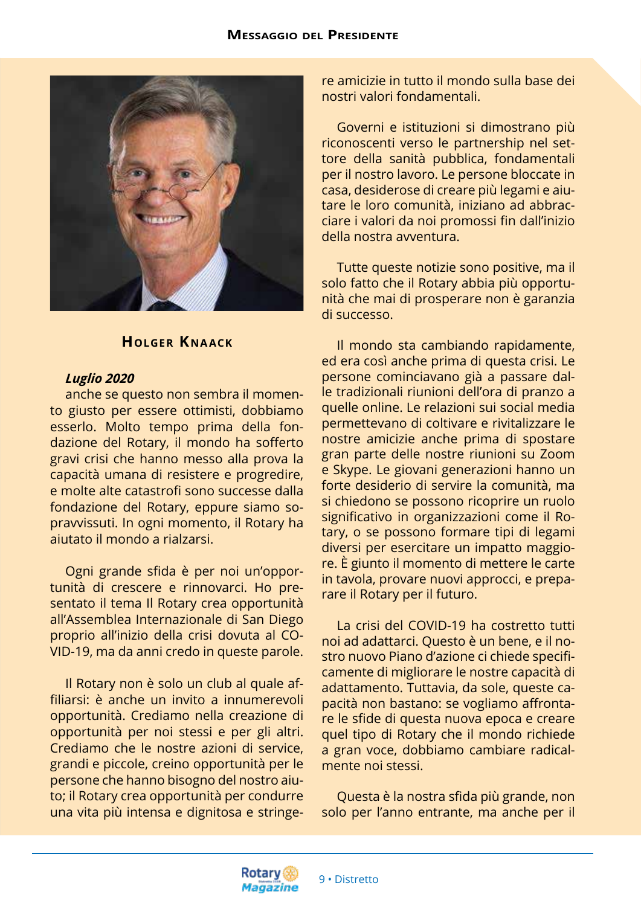# Messaggio del Presidente

### Holger Knaack

***Luglio 2020***

anche se questo non sembra il momento giusto per essere ottimisti, dobbiamo esserlo. Molto tempo prima della fondazione del Rotary, il mondo ha sofferto gravi crisi che hanno messo alla prova la capacità umana di resistere e progredire, e molte alte catastrofi sono successe dalla fondazione del Rotary, eppure siamo sopravvissuti. In ogni momento, il Rotary ha aiutato il mondo a rialzarsi.

Ogni grande sfida è per noi un'opportunità di crescere e rinnovarci. Ho presentato il tema Il Rotary crea opportunità all'Assemblea Internazionale di San Diego proprio all'inizio della crisi dovuta al COVID-19, ma da anni credo in queste parole.

Il Rotary non è solo un club al quale affiliarsi: è anche un invito a innumerevoli opportunità. Crediamo nella creazione di opportunità per noi stessi e per gli altri. Crediamo che le nostre azioni di service, grandi e piccole, creino opportunità per le persone che hanno bisogno del nostro aiuto; il Rotary crea opportunità per condurre una vita più intensa e dignitosa e stringere amicizie in tutto il mondo sulla base dei nostri valori fondamentali.

Governi e istituzioni si dimostrano più riconoscenti verso le partnership nel settore della sanità pubblica, fondamentali per il nostro lavoro. Le persone bloccate in casa, desiderose di creare più legami e aiutare le loro comunità, iniziano ad abbracciare i valori da noi promossi fin dall'inizio della nostra avventura.

Tutte queste notizie sono positive, ma il solo fatto che il Rotary abbia più opportunità che mai di prosperare non è garanzia di successo.

Il mondo sta cambiando rapidamente, ed era così anche prima di questa crisi. Le persone cominciavano già a passare dalle tradizionali riunioni dell'ora di pranzo a quelle online. Le relazioni sui social media permettevano di coltivare e rivitalizzare le nostre amicizie anche prima di spostare gran parte delle nostre riunioni su Zoom e Skype. Le giovani generazioni hanno un forte desiderio di servire la comunità, ma si chiedono se possono ricoprire un ruolo significativo in organizzazioni come il Rotary, o se possono formare tipi di legami diversi per esercitare un impatto maggiore. È giunto il momento di mettere le carte in tavola, provare nuovi approcci, e preparare il Rotary per il futuro.

La crisi del COVID-19 ha costretto tutti noi ad adattarci. Questo è un bene, e il nostro nuovo Piano d'azione ci chiede specificamente di migliorare le nostre capacità di adattamento. Tuttavia, da sole, queste capacità non bastano: se vogliamo affrontare le sfide di questa nuova epoca e creare quel tipo di Rotary che il mondo richiede a gran voce, dobbiamo cambiare radicalmente noi stessi.

Questa è la nostra sfida più grande, non solo per l'anno entrante, ma anche per il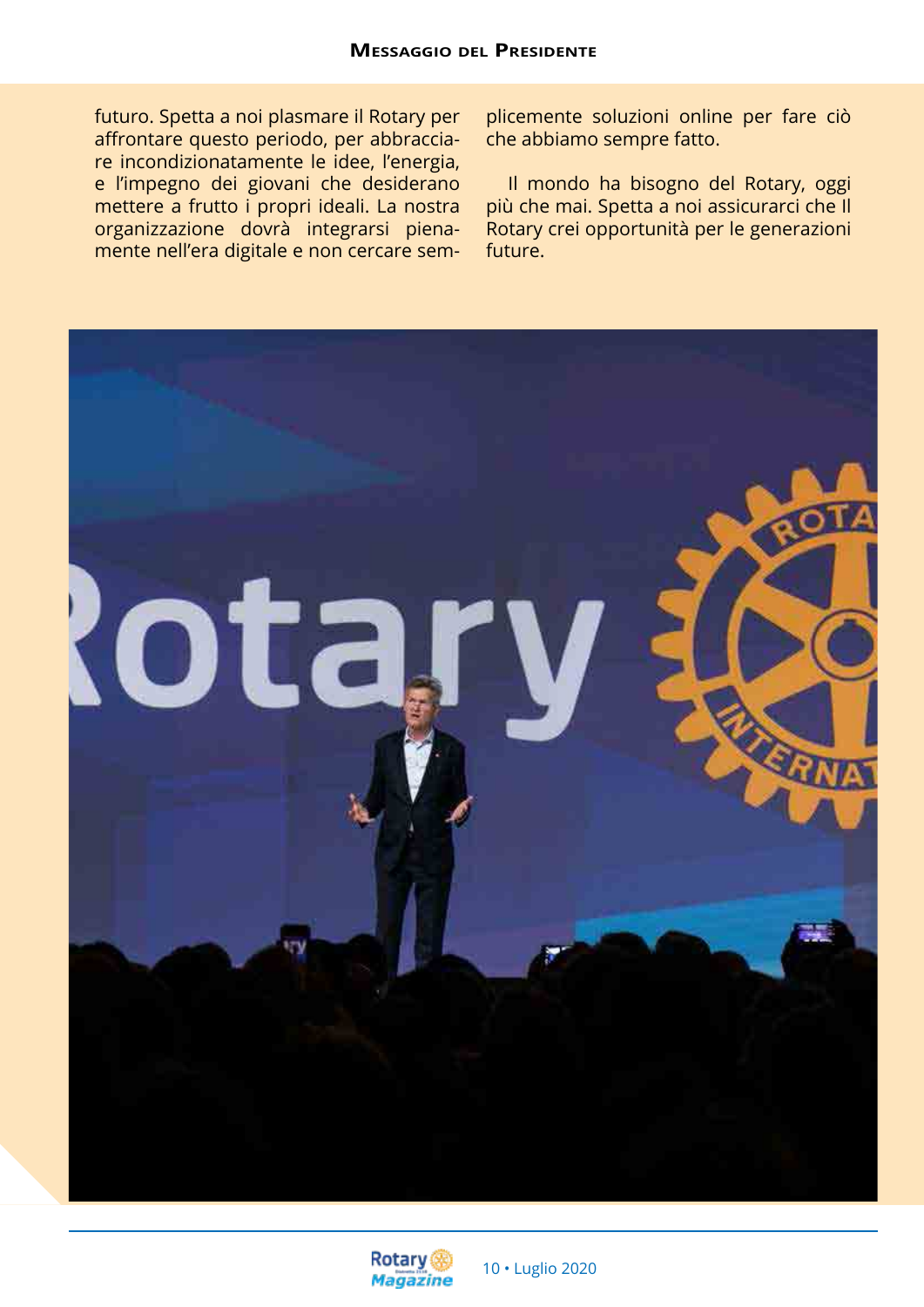futuro. Spetta a noi plasmare il Rotary per affrontare questo periodo, per abbracciare incondizionatamente le idee, l'energia, e l'impegno dei giovani che desiderano mettere a frutto i propri ideali. La nostra organizzazione dovrà integrarsi pienamente nell'era digitale e non cercare semplicemente soluzioni online per fare ciò che abbiamo sempre fatto.

Il mondo ha bisogno del Rotary, oggi più che mai. Spetta a noi assicurarci che Il Rotary crei opportunità per le generazioni future.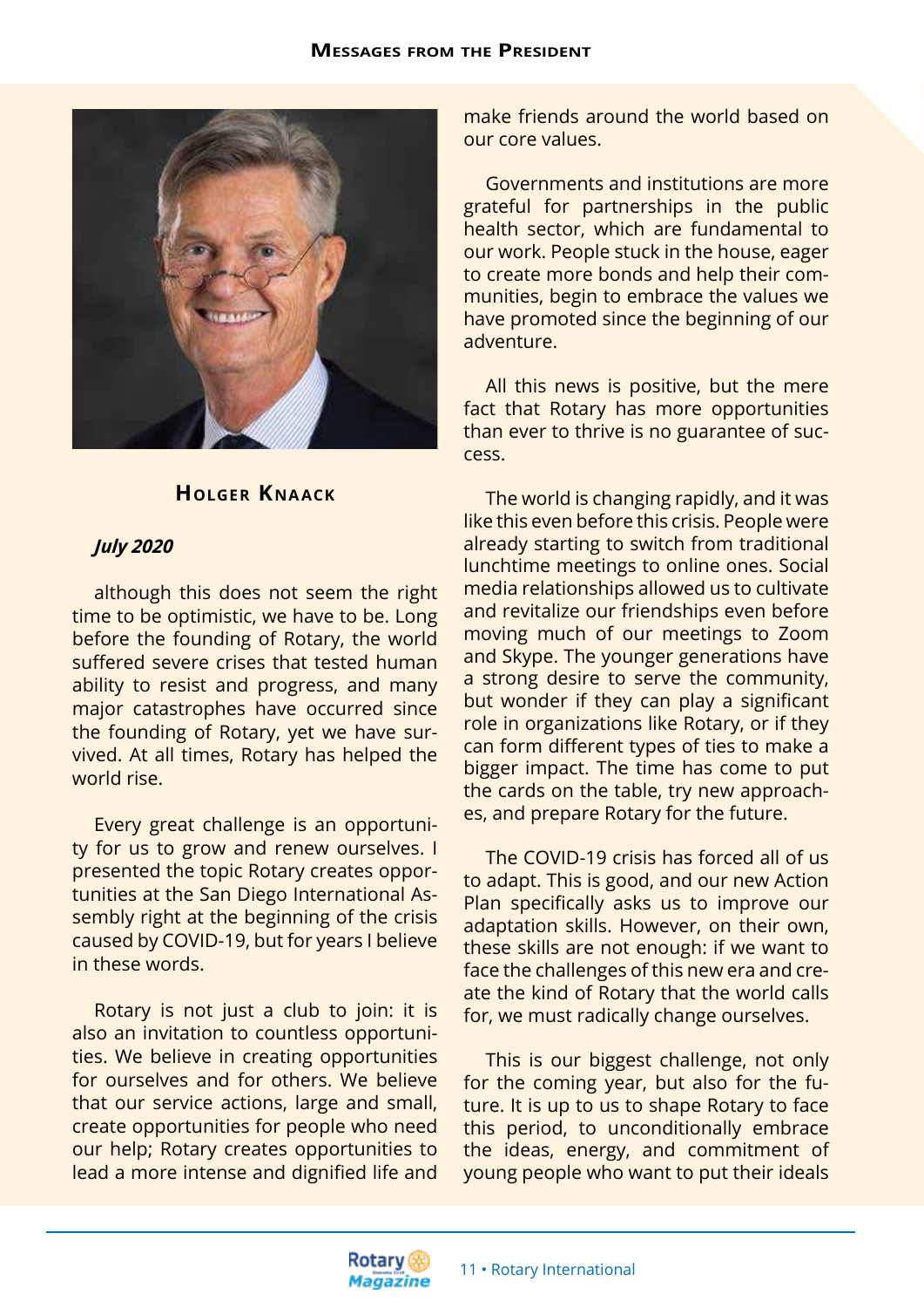## Holger Knaack

***July 2020***

although this does not seem the right time to be optimistic, we have to be. Long before the founding of Rotary, the world suffered severe crises that tested human ability to resist and progress, and many major catastrophes have occurred since the founding of Rotary, yet we have survived. At all times, Rotary has helped the world rise.

Every great challenge is an opportunity for us to grow and renew ourselves. I presented the topic Rotary creates opportunities at the San Diego International Assembly right at the beginning of the crisis caused by COVID-19, but for years I believe in these words.

Rotary is not just a club to join: it is also an invitation to countless opportunities. We believe in creating opportunities for ourselves and for others. We believe that our service actions, large and small, create opportunities for people who need our help; Rotary creates opportunities to lead a more intense and dignified life and make friends around the world based on our core values.

Governments and institutions are more grateful for partnerships in the public health sector, which are fundamental to our work. People stuck in the house, eager to create more bonds and help their communities, begin to embrace the values we have promoted since the beginning of our adventure.

All this news is positive, but the mere fact that Rotary has more opportunities than ever to thrive is no guarantee of success.

The world is changing rapidly, and it was like this even before this crisis. People were already starting to switch from traditional lunchtime meetings to online ones. Social media relationships allowed us to cultivate and revitalize our friendships even before moving much of our meetings to Zoom and Skype. The younger generations have a strong desire to serve the community, but wonder if they can play a significant role in organizations like Rotary, or if they can form different types of ties to make a bigger impact. The time has come to put the cards on the table, try new approaches, and prepare Rotary for the future.

The COVID-19 crisis has forced all of us to adapt. This is good, and our new Action Plan specifically asks us to improve our adaptation skills. However, on their own, these skills are not enough: if we want to face the challenges of this new era and create the kind of Rotary that the world calls for, we must radically change ourselves.

This is our biggest challenge, not only for the coming year, but also for the future. It is up to us to shape Rotary to face this period, to unconditionally embrace the ideas, energy, and commitment of young people who want to put their ideals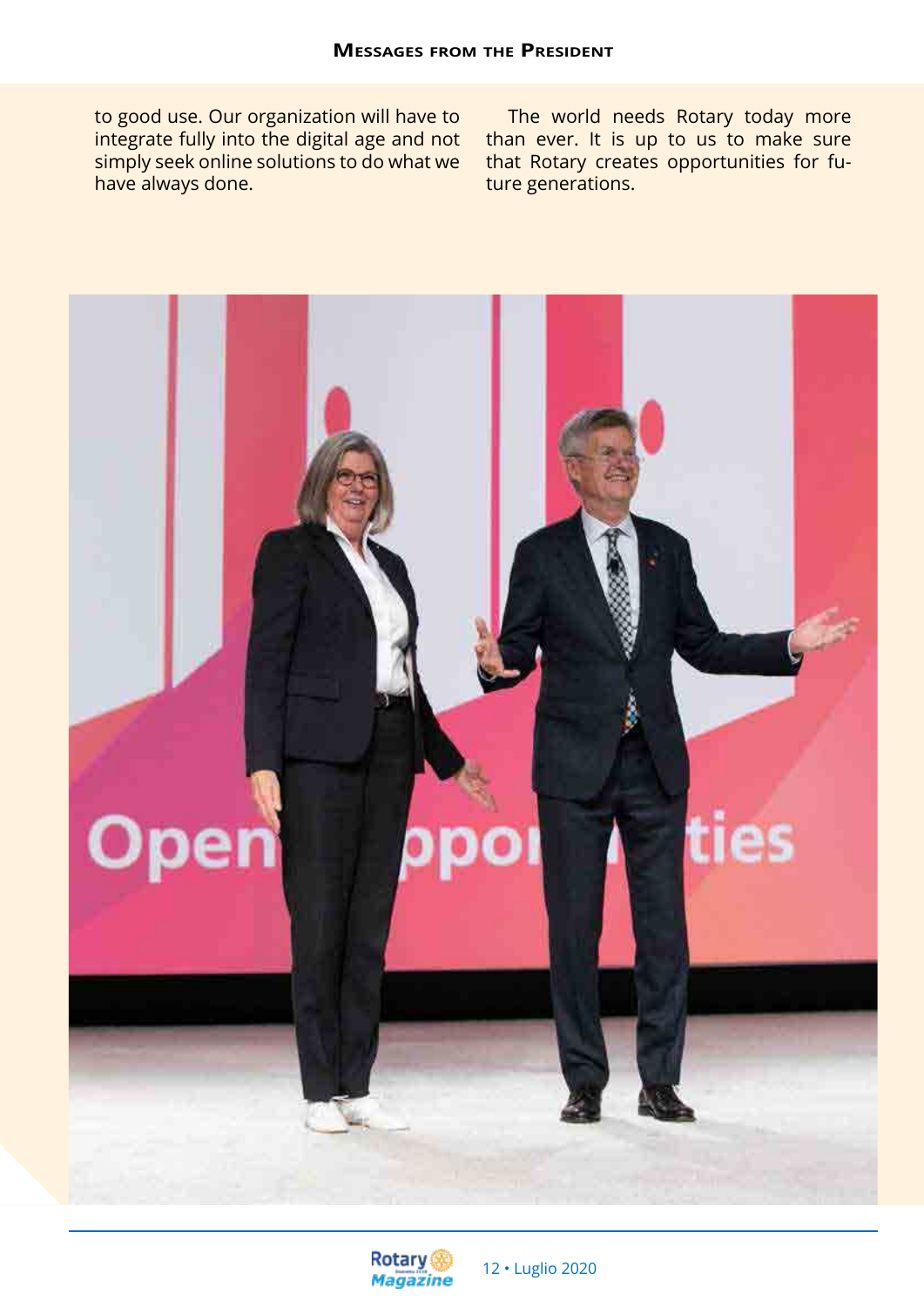to good use. Our organization will have to integrate fully into the digital age and not simply seek online solutions to do what we have always done.

The world needs Rotary today more than ever. It is up to us to make sure that Rotary creates opportunities for future generations.